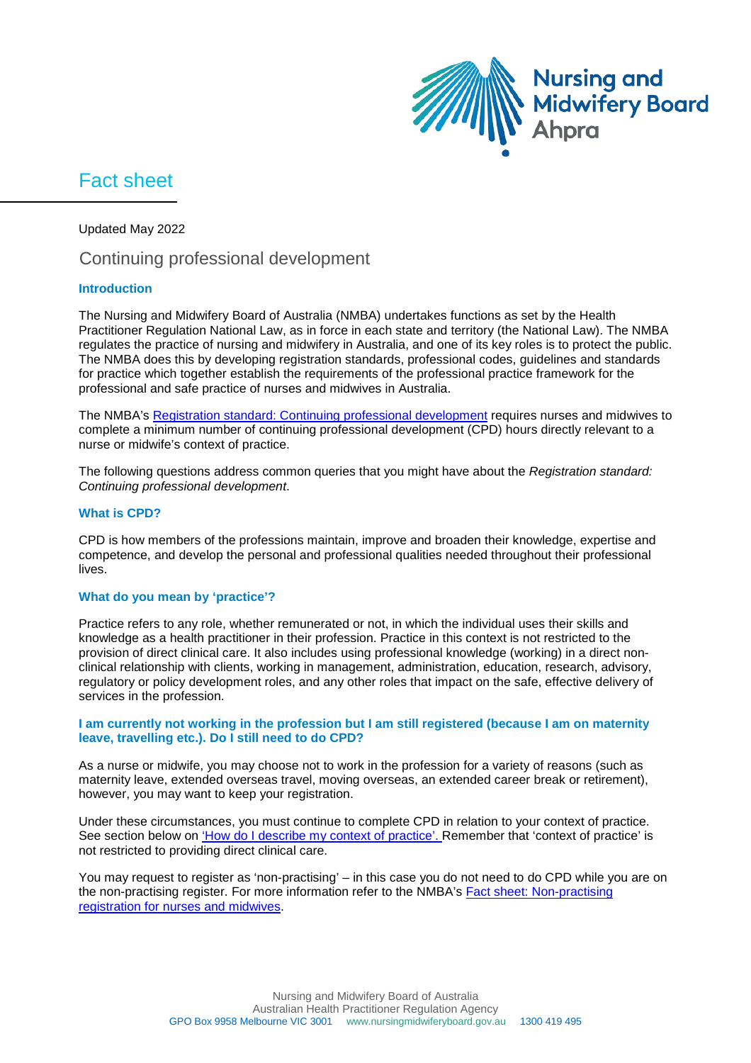Fact sheet

Updated May 2022

# Continuing professional development

## Introduction

The Nursing and Midwifery Board of Australia (NMBA) undertakes functions as set by the Health Practitioner Regulation National Law, as in force in each state and territory (the National Law). The NMBA regulates the practice of nursing and midwifery in Australia, and one of its key roles is to protect the public. The NMBA does this by developing registration standards, professional codes, guidelines and standards for practice which together establish the requirements of the professional practice framework for the professional and safe practice of nurses and midwives in Australia.

The NMBA's Registration standard: Continuing professional development requires nurses and midwives to complete a minimum number of continuing professional development (CPD) hours directly relevant to a nurse or midwife's context of practice.

The following questions address common queries that you might have about the *Registration standard: Continuing professional development*.

## What is CPD?

CPD is how members of the professions maintain, improve and broaden their knowledge, expertise and competence, and develop the personal and professional qualities needed throughout their professional lives.

## What do you mean by 'practice'?

Practice refers to any role, whether remunerated or not, in which the individual uses their skills and knowledge as a health practitioner in their profession. Practice in this context is not restricted to the provision of direct clinical care. It also includes using professional knowledge (working) in a direct non-clinical relationship with clients, working in management, administration, education, research, advisory, regulatory or policy development roles, and any other roles that impact on the safe, effective delivery of services in the profession.

## I am currently not working in the profession but I am still registered (because I am on maternity leave, travelling etc.). Do I still need to do CPD?

As a nurse or midwife, you may choose not to work in the profession for a variety of reasons (such as maternity leave, extended overseas travel, moving overseas, an extended career break or retirement), however, you may want to keep your registration.

Under these circumstances, you must continue to complete CPD in relation to your context of practice. See section below on 'How do I describe my context of practice'. Remember that 'context of practice' is not restricted to providing direct clinical care.

You may request to register as 'non-practising' – in this case you do not need to do CPD while you are on the non-practising register. For more information refer to the NMBA's Fact sheet: Non-practising registration for nurses and midwives.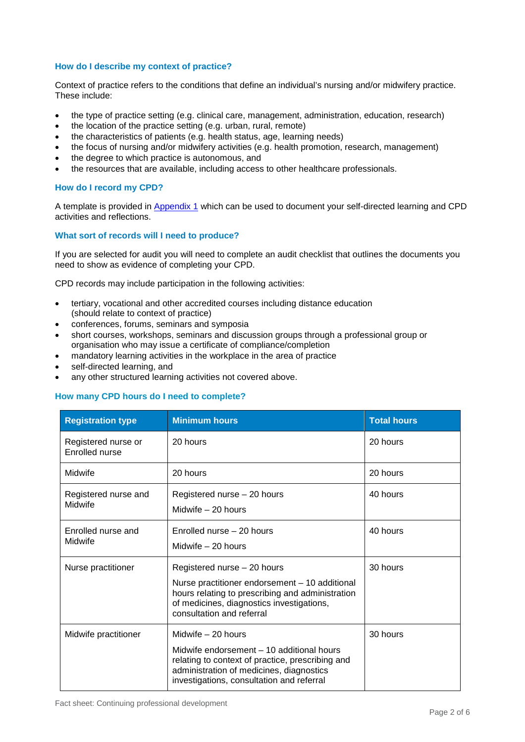### How do I describe my context of practice?

Context of practice refers to the conditions that define an individual's nursing and/or midwifery practice. These include:

- the type of practice setting (e.g. clinical care, management, administration, education, research)
- the location of the practice setting (e.g. urban, rural, remote)
- the characteristics of patients (e.g. health status, age, learning needs)
- the focus of nursing and/or midwifery activities (e.g. health promotion, research, management)
- the degree to which practice is autonomous, and
- the resources that are available, including access to other healthcare professionals.

### How do I record my CPD?

A template is provided in Appendix 1 which can be used to document your self-directed learning and CPD activities and reflections.

### What sort of records will I need to produce?

If you are selected for audit you will need to complete an audit checklist that outlines the documents you need to show as evidence of completing your CPD.

CPD records may include participation in the following activities:

- tertiary, vocational and other accredited courses including distance education (should relate to context of practice)
- conferences, forums, seminars and symposia
- short courses, workshops, seminars and discussion groups through a professional group or organisation who may issue a certificate of compliance/completion
- mandatory learning activities in the workplace in the area of practice
- self-directed learning, and
- any other structured learning activities not covered above.

### How many CPD hours do I need to complete?

| Registration type | Minimum hours | Total hours |
|---|---|---|
| Registered nurse or Enrolled nurse | 20 hours | 20 hours |
| Midwife | 20 hours | 20 hours |
| Registered nurse and Midwife | Registered nurse – 20 hours<br>Midwife – 20 hours | 40 hours |
| Enrolled nurse and Midwife | Enrolled nurse – 20 hours<br>Midwife – 20 hours | 40 hours |
| Nurse practitioner | Registered nurse – 20 hours<br>Nurse practitioner endorsement – 10 additional hours relating to prescribing and administration of medicines, diagnostics investigations, consultation and referral | 30 hours |
| Midwife practitioner | Midwife – 20 hours<br>Midwife endorsement – 10 additional hours relating to context of practice, prescribing and administration of medicines, diagnostics investigations, consultation and referral | 30 hours |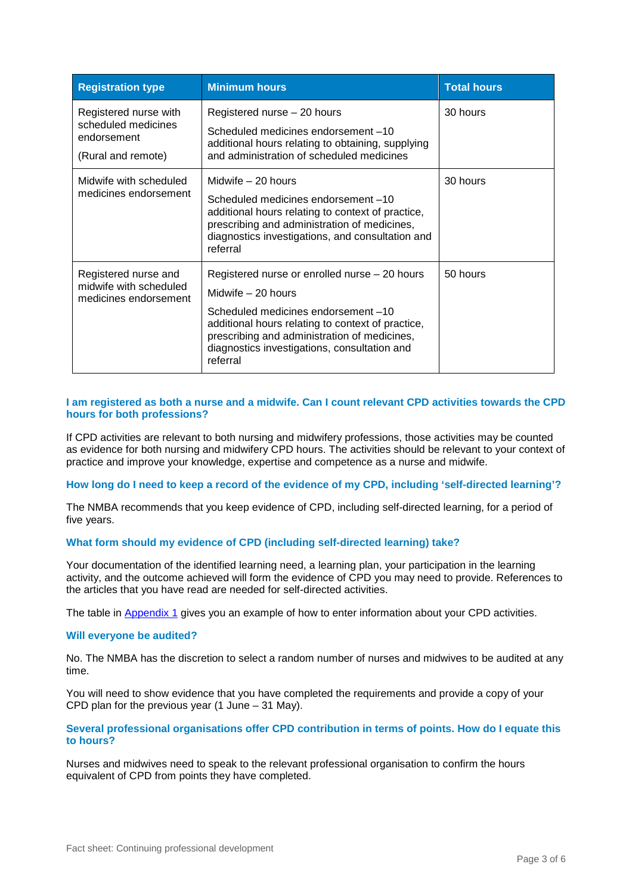| Registration type | Minimum hours | Total hours |
|---|---|---|
| Registered nurse with scheduled medicines endorsement<br><br>(Rural and remote) | Registered nurse – 20 hours<br><br>Scheduled medicines endorsement –10 additional hours relating to obtaining, supplying and administration of scheduled medicines | 30 hours |
| Midwife with scheduled medicines endorsement | Midwife – 20 hours<br><br>Scheduled medicines endorsement –10 additional hours relating to context of practice, prescribing and administration of medicines, diagnostics investigations, and consultation and referral | 30 hours |
| Registered nurse and midwife with scheduled medicines endorsement | Registered nurse or enrolled nurse – 20 hours<br><br>Midwife – 20 hours<br><br>Scheduled medicines endorsement –10 additional hours relating to context of practice, prescribing and administration of medicines, diagnostics investigations, consultation and referral | 50 hours |

### I am registered as both a nurse and a midwife. Can I count relevant CPD activities towards the CPD hours for both professions?

If CPD activities are relevant to both nursing and midwifery professions, those activities may be counted as evidence for both nursing and midwifery CPD hours. The activities should be relevant to your context of practice and improve your knowledge, expertise and competence as a nurse and midwife.

### How long do I need to keep a record of the evidence of my CPD, including 'self-directed learning'?

The NMBA recommends that you keep evidence of CPD, including self-directed learning, for a period of five years.

### What form should my evidence of CPD (including self-directed learning) take?

Your documentation of the identified learning need, a learning plan, your participation in the learning activity, and the outcome achieved will form the evidence of CPD you may need to provide. References to the articles that you have read are needed for self-directed activities.

The table in Appendix 1 gives you an example of how to enter information about your CPD activities.

### Will everyone be audited?

No. The NMBA has the discretion to select a random number of nurses and midwives to be audited at any time.

You will need to show evidence that you have completed the requirements and provide a copy of your CPD plan for the previous year (1 June – 31 May).

### Several professional organisations offer CPD contribution in terms of points. How do I equate this to hours?

Nurses and midwives need to speak to the relevant professional organisation to confirm the hours equivalent of CPD from points they have completed.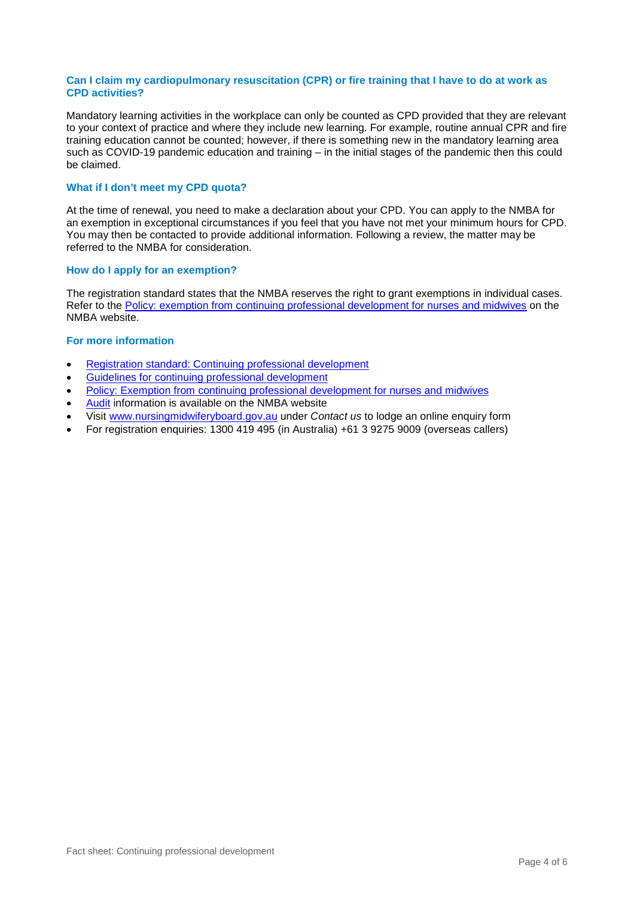### Can I claim my cardiopulmonary resuscitation (CPR) or fire training that I have to do at work as CPD activities?

Mandatory learning activities in the workplace can only be counted as CPD provided that they are relevant to your context of practice and where they include new learning. For example, routine annual CPR and fire training education cannot be counted; however, if there is something new in the mandatory learning area such as COVID-19 pandemic education and training – in the initial stages of the pandemic then this could be claimed.

### What if I don't meet my CPD quota?

At the time of renewal, you need to make a declaration about your CPD. You can apply to the NMBA for an exemption in exceptional circumstances if you feel that you have not met your minimum hours for CPD. You may then be contacted to provide additional information. Following a review, the matter may be referred to the NMBA for consideration.

### How do I apply for an exemption?

The registration standard states that the NMBA reserves the right to grant exemptions in individual cases. Refer to the Policy: exemption from continuing professional development for nurses and midwives on the NMBA website.

### For more information

- Registration standard: Continuing professional development
- Guidelines for continuing professional development
- Policy: Exemption from continuing professional development for nurses and midwives
- Audit information is available on the NMBA website
- Visit www.nursingmidwiferyboard.gov.au under *Contact us* to lodge an online enquiry form
- For registration enquiries: 1300 419 495 (in Australia) +61 3 9275 9009 (overseas callers)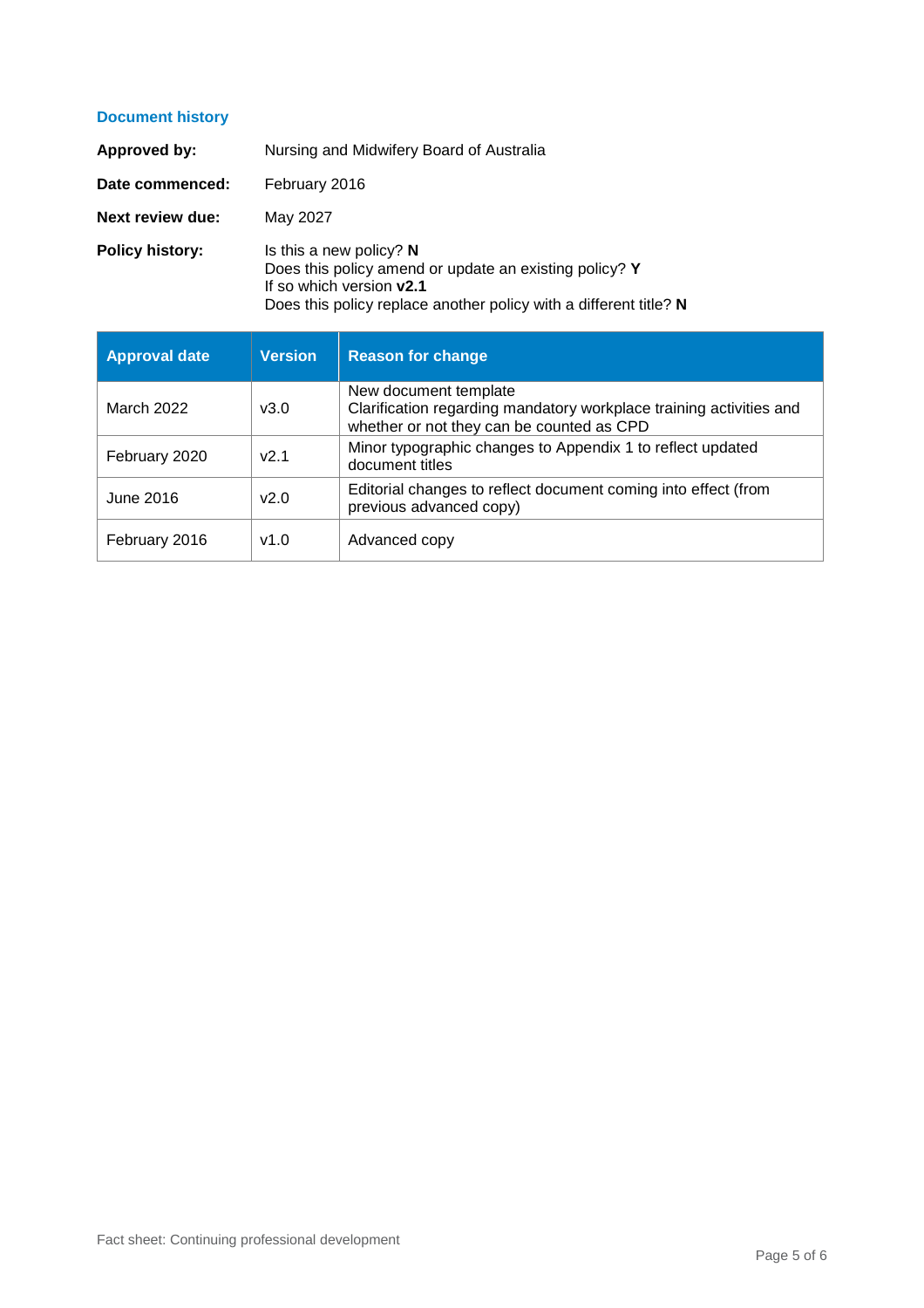### Document history

**Approved by:** Nursing and Midwifery Board of Australia

**Date commenced:** February 2016

**Next review due:** May 2027

**Policy history:**
Is this a new policy? **N**
Does this policy amend or update an existing policy? **Y**
If so which version **v2.1**
Does this policy replace another policy with a different title? **N**

| Approval date | Version | Reason for change |
|---|---|---|
| March 2022 | v3.0 | New document template<br>Clarification regarding mandatory workplace training activities and whether or not they can be counted as CPD |
| February 2020 | v2.1 | Minor typographic changes to Appendix 1 to reflect updated document titles |
| June 2016 | v2.0 | Editorial changes to reflect document coming into effect (from previous advanced copy) |
| February 2016 | v1.0 | Advanced copy |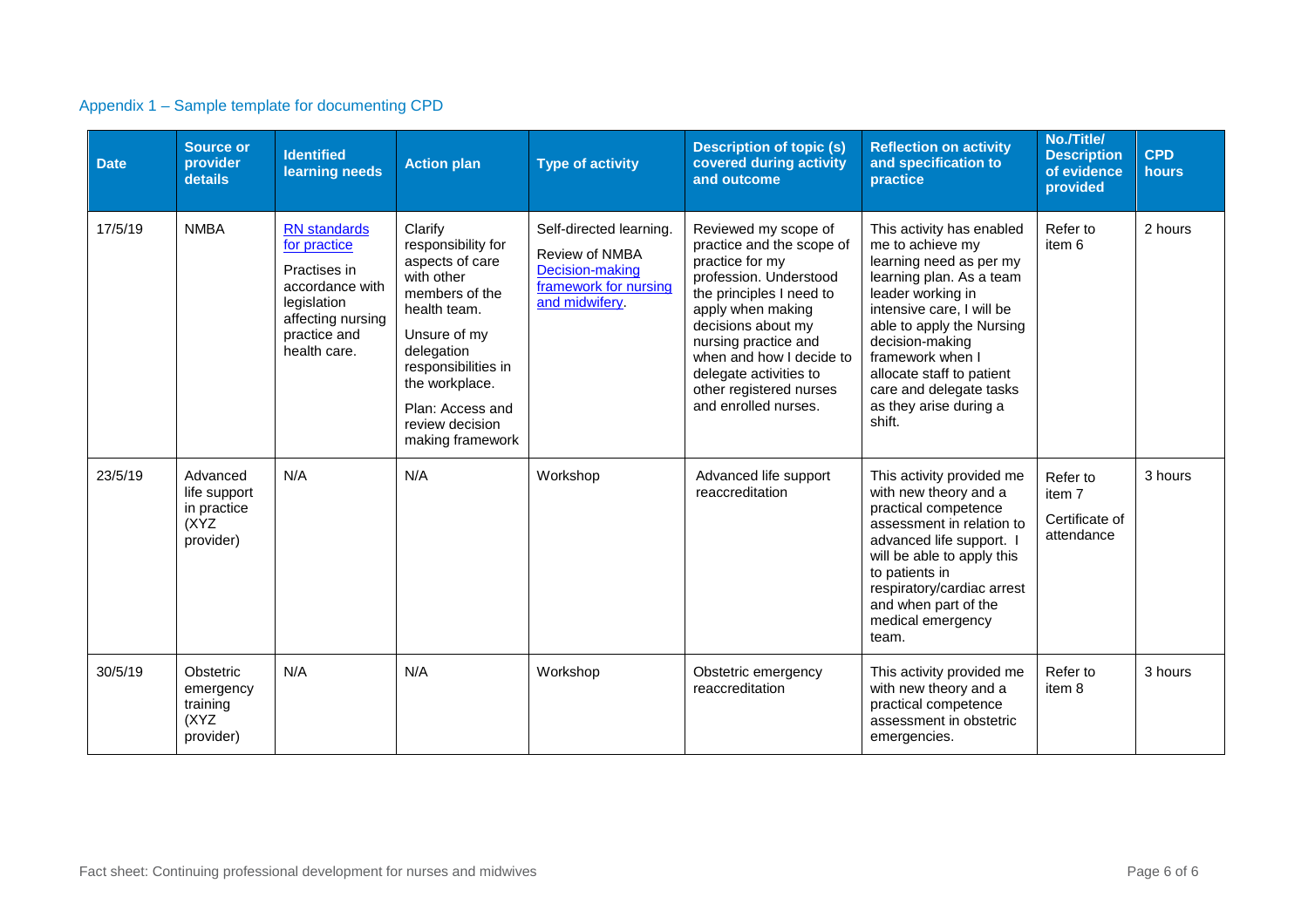## Appendix 1 – Sample template for documenting CPD

| Date | Source or provider details | Identified learning needs | Action plan | Type of activity | Description of topic (s) covered during activity and outcome | Reflection on activity and specification to practice | No./Title/ Description of evidence provided | CPD hours |
|---|---|---|---|---|---|---|---|---|
| 17/5/19 | NMBA | RN standards for practice<br><br>Practises in accordance with legislation affecting nursing practice and health care. | Clarify responsibility for aspects of care with other members of the health team.<br><br>Unsure of my delegation responsibilities in the workplace.<br><br>Plan: Access and review decision making framework | Self-directed learning.<br><br>Review of NMBA Decision-making framework for nursing and midwifery. | Reviewed my scope of practice and the scope of practice for my profession. Understood the principles I need to apply when making decisions about my nursing practice and when and how I decide to delegate activities to other registered nurses and enrolled nurses. | This activity has enabled me to achieve my learning need as per my learning plan. As a team leader working in intensive care, I will be able to apply the Nursing decision-making framework when I allocate staff to patient care and delegate tasks as they arise during a shift. | Refer to item 6 | 2 hours |
| 23/5/19 | Advanced life support in practice (XYZ provider) | N/A | N/A | Workshop | Advanced life support reaccreditation | This activity provided me with new theory and a practical competence assessment in relation to advanced life support. I will be able to apply this to patients in respiratory/cardiac arrest and when part of the medical emergency team. | Refer to item 7<br><br>Certificate of attendance | 3 hours |
| 30/5/19 | Obstetric emergency training (XYZ provider) | N/A | N/A | Workshop | Obstetric emergency reaccreditation | This activity provided me with new theory and a practical competence assessment in obstetric emergencies. | Refer to item 8 | 3 hours |